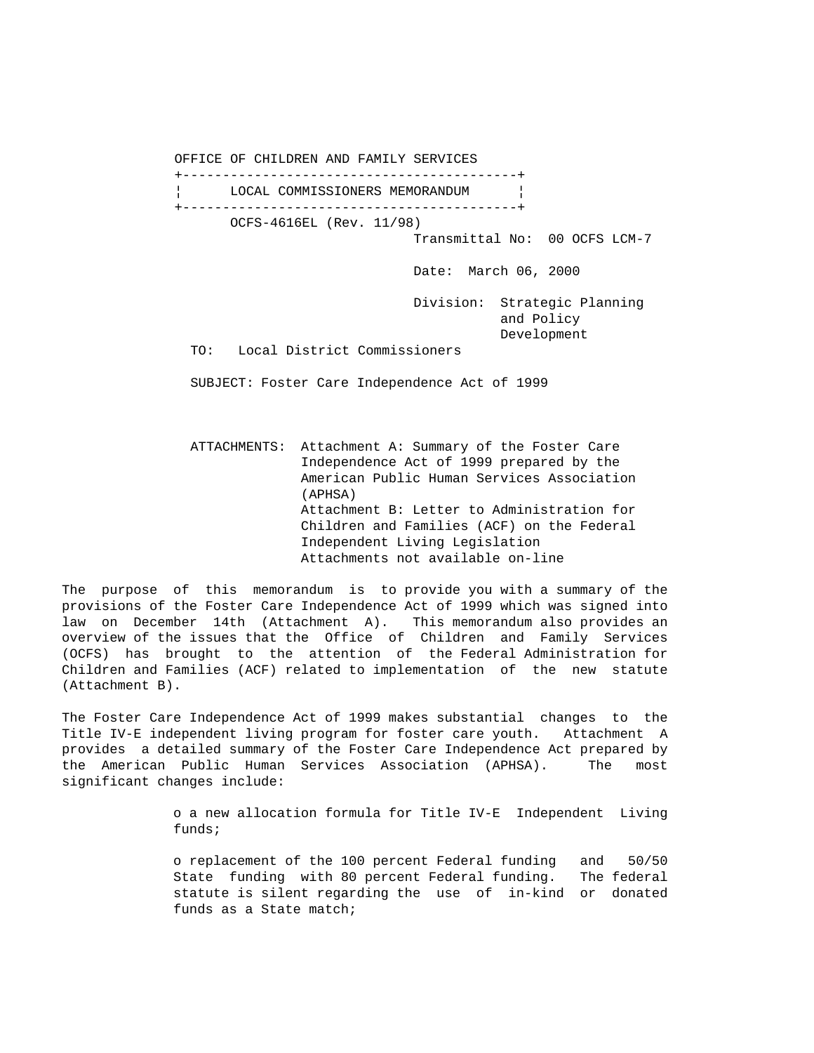OFFICE OF CHILDREN AND FAMILY SERVICES

## LOCAL COMMISSIONERS MEMORANDUM

OCFS-4616EL (Rev. 11/98)

Transmittal No: 00 OCFS LCM-7

Date: March 06, 2000

Division: Strategic Planning and Policy Development

TO: Local District Commissioners

SUBJECT: Foster Care Independence Act of 1999

ATTACHMENTS: Attachment A: Summary of the Foster Care Independence Act of 1999 prepared by the American Public Human Services Association (APHSA)
Attachment B: Letter to Administration for Children and Families (ACF) on the Federal Independent Living Legislation
Attachments not available on-line

The purpose of this memorandum is to provide you with a summary of the provisions of the Foster Care Independence Act of 1999 which was signed into law on December 14th (Attachment A). This memorandum also provides an overview of the issues that the Office of Children and Family Services (OCFS) has brought to the attention of the Federal Administration for Children and Families (ACF) related to implementation of the new statute (Attachment B).

The Foster Care Independence Act of 1999 makes substantial changes to the Title IV-E independent living program for foster care youth. Attachment A provides a detailed summary of the Foster Care Independence Act prepared by the American Public Human Services Association (APHSA). The most significant changes include:

- a new allocation formula for Title IV-E Independent Living funds;

- replacement of the 100 percent Federal funding and 50/50 State funding with 80 percent Federal funding. The federal statute is silent regarding the use of in-kind or donated funds as a State match;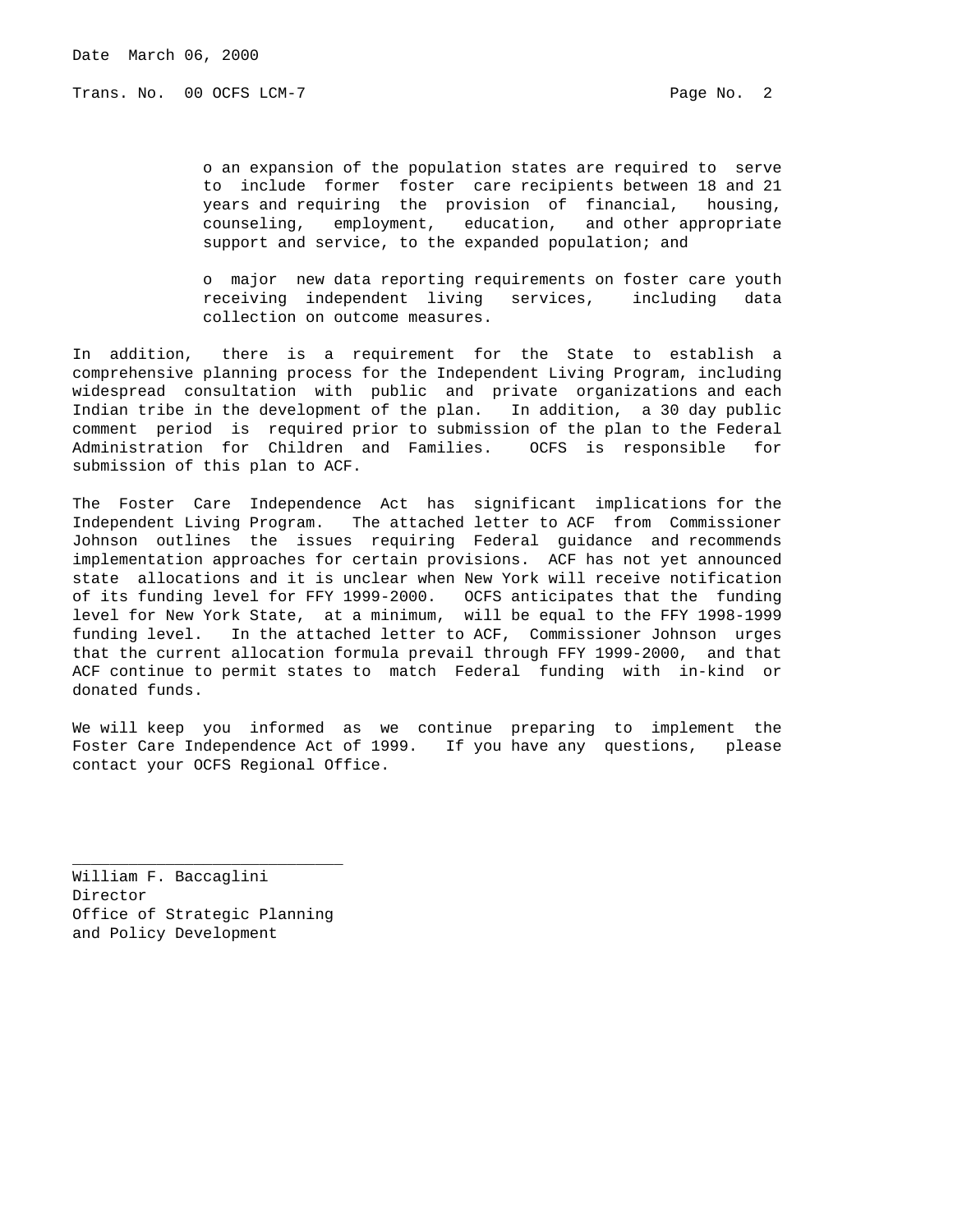- an expansion of the population states are required to serve to include former foster care recipients between 18 and 21 years and requiring the provision of financial, housing, counseling, employment, education, and other appropriate support and service, to the expanded population; and

- major new data reporting requirements on foster care youth receiving independent living services, including data collection on outcome measures.

In addition, there is a requirement for the State to establish a comprehensive planning process for the Independent Living Program, including widespread consultation with public and private organizations and each Indian tribe in the development of the plan. In addition, a 30 day public comment period is required prior to submission of the plan to the Federal Administration for Children and Families. OCFS is responsible for submission of this plan to ACF.

The Foster Care Independence Act has significant implications for the Independent Living Program. The attached letter to ACF from Commissioner Johnson outlines the issues requiring Federal guidance and recommends implementation approaches for certain provisions. ACF has not yet announced state allocations and it is unclear when New York will receive notification of its funding level for FFY 1999-2000. OCFS anticipates that the funding level for New York State, at a minimum, will be equal to the FFY 1998-1999 funding level. In the attached letter to ACF, Commissioner Johnson urges that the current allocation formula prevail through FFY 1999-2000, and that ACF continue to permit states to match Federal funding with in-kind or donated funds.

We will keep you informed as we continue preparing to implement the Foster Care Independence Act of 1999. If you have any questions, please contact your OCFS Regional Office.

\_\_\_\_\_\_\_\_\_\_\_\_\_\_\_\_\_\_\_\_\_\_\_\_\_\_\_\_\_

William F. Baccaglini
Director
Office of Strategic Planning
and Policy Development